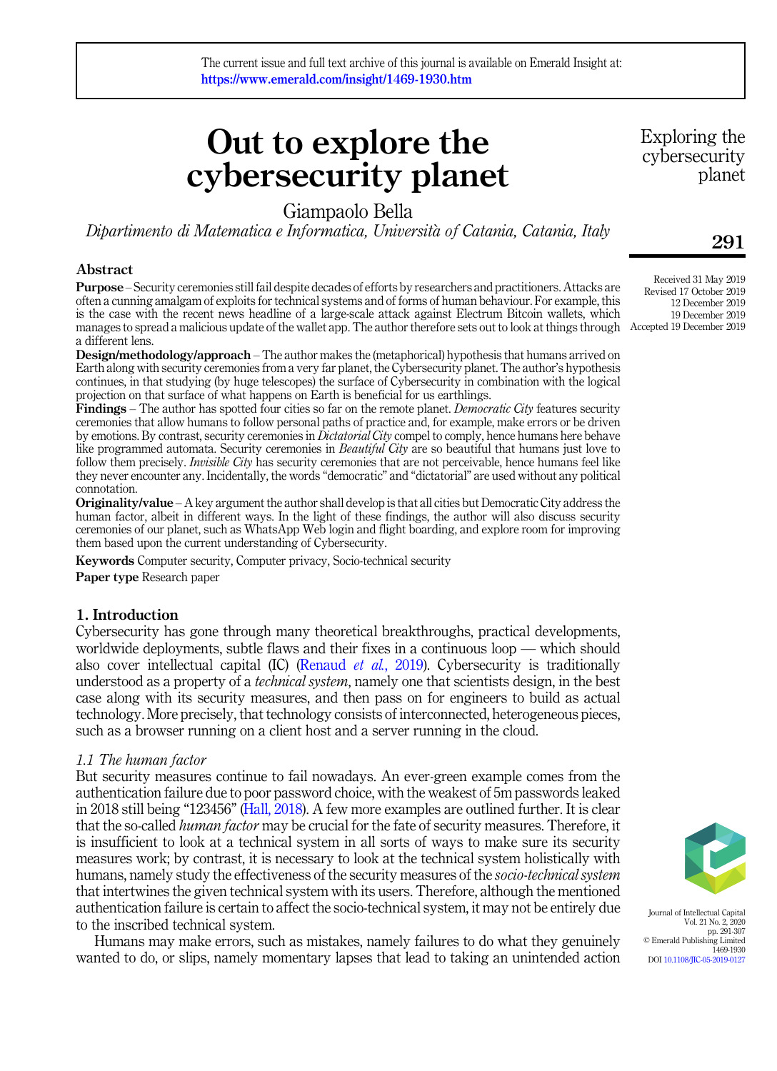# Out to explore the cybersecurity planet

Giampaolo Bella

*Dipartimento di Matematica e Informatica, Università of Catania, Catania, Italy*

Received 31 May 2019
Revised 17 October 2019
12 December 2019
19 December 2019
Accepted 19 December 2019

## Abstract

**Purpose** – Security ceremonies still fail despite decades of efforts by researchers and practitioners. Attacks are often a cunning amalgam of exploits for technical systems and of forms of human behaviour. For example, this is the case with the recent news headline of a large-scale attack against Electrum Bitcoin wallets, which manages to spread a malicious update of the wallet app. The author therefore sets out to look at things through a different lens.

**Design/methodology/approach** – The author makes the (metaphorical) hypothesis that humans arrived on Earth along with security ceremonies from a very far planet, the Cybersecurity planet. The author's hypothesis continues, in that studying (by huge telescopes) the surface of Cybersecurity in combination with the logical projection on that surface of what happens on Earth is beneficial for us earthlings.

**Findings** – The author has spotted four cities so far on the remote planet. *Democratic City* features security ceremonies that allow humans to follow personal paths of practice and, for example, make errors or be driven by emotions. By contrast, security ceremonies in *Dictatorial City* compel to comply, hence humans here behave like programmed automata. Security ceremonies in *Beautiful City* are so beautiful that humans just love to follow them precisely. *Invisible City* has security ceremonies that are not perceivable, hence humans feel like they never encounter any. Incidentally, the words "democratic" and "dictatorial" are used without any political connotation.

**Originality/value** – A key argument the author shall develop is that all cities but Democratic City address the human factor, albeit in different ways. In the light of these findings, the author will also discuss security ceremonies of our planet, such as WhatsApp Web login and flight boarding, and explore room for improving them based upon the current understanding of Cybersecurity.

**Keywords** Computer security, Computer privacy, Socio-technical security

**Paper type** Research paper

## 1. Introduction

Cybersecurity has gone through many theoretical breakthroughs, practical developments, worldwide deployments, subtle flaws and their fixes in a continuous loop — which should also cover intellectual capital (IC) (Renaud *et al.*, 2019). Cybersecurity is traditionally understood as a property of a *technical system*, namely one that scientists design, in the best case along with its security measures, and then pass on for engineers to build as actual technology. More precisely, that technology consists of interconnected, heterogeneous pieces, such as a browser running on a client host and a server running in the cloud.

### *1.1 The human factor*

But security measures continue to fail nowadays. An ever-green example comes from the authentication failure due to poor password choice, with the weakest of 5m passwords leaked in 2018 still being "123456" (Hall, 2018). A few more examples are outlined further. It is clear that the so-called *human factor* may be crucial for the fate of security measures. Therefore, it is insufficient to look at a technical system in all sorts of ways to make sure its security measures work; by contrast, it is necessary to look at the technical system holistically with humans, namely study the effectiveness of the security measures of the *socio-technical system* that intertwines the given technical system with its users. Therefore, although the mentioned authentication failure is certain to affect the socio-technical system, it may not be entirely due to the inscribed technical system.

Humans may make errors, such as mistakes, namely failures to do what they genuinely wanted to do, or slips, namely momentary lapses that lead to taking an unintended action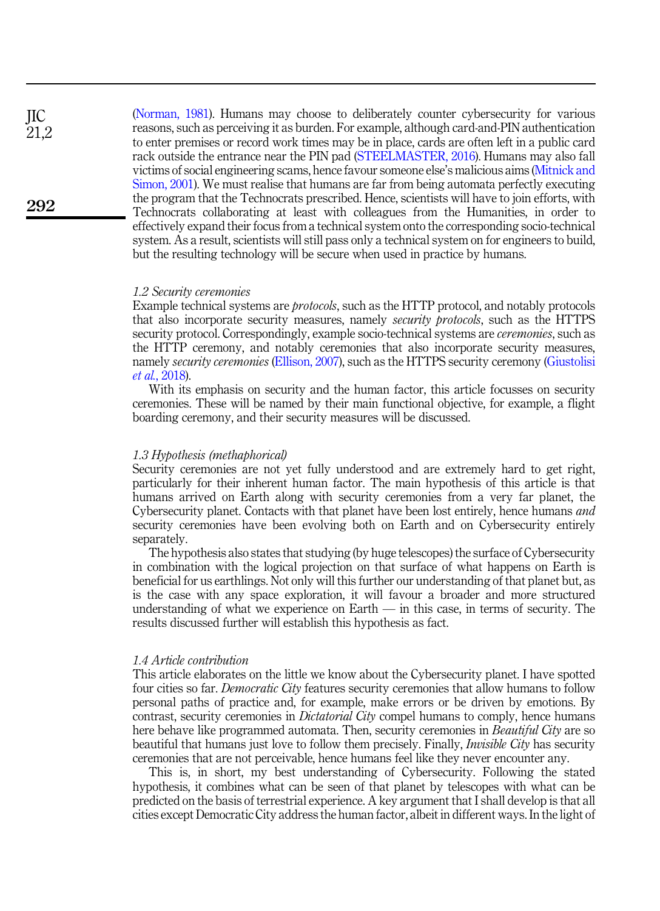(Norman, 1981). Humans may choose to deliberately counter cybersecurity for various reasons, such as perceiving it as burden. For example, although card-and-PIN authentication to enter premises or record work times may be in place, cards are often left in a public card rack outside the entrance near the PIN pad (STEELMASTER, 2016). Humans may also fall victims of social engineering scams, hence favour someone else's malicious aims (Mitnick and Simon, 2001). We must realise that humans are far from being automata perfectly executing the program that the Technocrats prescribed. Hence, scientists will have to join efforts, with Technocrats collaborating at least with colleagues from the Humanities, in order to effectively expand their focus from a technical system onto the corresponding socio-technical system. As a result, scientists will still pass only a technical system on for engineers to build, but the resulting technology will be secure when used in practice by humans.

### 1.2 Security ceremonies

Example technical systems are *protocols*, such as the HTTP protocol, and notably protocols that also incorporate security measures, namely *security protocols*, such as the HTTPS security protocol. Correspondingly, example socio-technical systems are *ceremonies*, such as the HTTP ceremony, and notably ceremonies that also incorporate security measures, namely *security ceremonies* (Ellison, 2007), such as the HTTPS security ceremony (Giustolisi *et al.*, 2018).

With its emphasis on security and the human factor, this article focusses on security ceremonies. These will be named by their main functional objective, for example, a flight boarding ceremony, and their security measures will be discussed.

### 1.3 Hypothesis (methaphorical)

Security ceremonies are not yet fully understood and are extremely hard to get right, particularly for their inherent human factor. The main hypothesis of this article is that humans arrived on Earth along with security ceremonies from a very far planet, the Cybersecurity planet. Contacts with that planet have been lost entirely, hence humans *and* security ceremonies have been evolving both on Earth and on Cybersecurity entirely separately.

The hypothesis also states that studying (by huge telescopes) the surface of Cybersecurity in combination with the logical projection on that surface of what happens on Earth is beneficial for us earthlings. Not only will this further our understanding of that planet but, as is the case with any space exploration, it will favour a broader and more structured understanding of what we experience on Earth — in this case, in terms of security. The results discussed further will establish this hypothesis as fact.

### 1.4 Article contribution

This article elaborates on the little we know about the Cybersecurity planet. I have spotted four cities so far. *Democratic City* features security ceremonies that allow humans to follow personal paths of practice and, for example, make errors or be driven by emotions. By contrast, security ceremonies in *Dictatorial City* compel humans to comply, hence humans here behave like programmed automata. Then, security ceremonies in *Beautiful City* are so beautiful that humans just love to follow them precisely. Finally, *Invisible City* has security ceremonies that are not perceivable, hence humans feel like they never encounter any.

This is, in short, my best understanding of Cybersecurity. Following the stated hypothesis, it combines what can be seen of that planet by telescopes with what can be predicted on the basis of terrestrial experience. A key argument that I shall develop is that all cities except Democratic City address the human factor, albeit in different ways. In the light of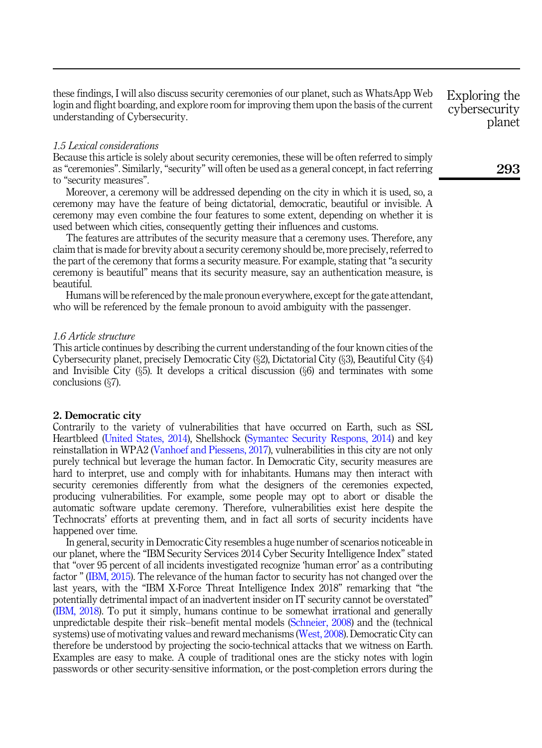these findings, I will also discuss security ceremonies of our planet, such as WhatsApp Web login and flight boarding, and explore room for improving them upon the basis of the current understanding of Cybersecurity.

### 1.5 Lexical considerations

Because this article is solely about security ceremonies, these will be often referred to simply as "ceremonies". Similarly, "security" will often be used as a general concept, in fact referring to "security measures".

Moreover, a ceremony will be addressed depending on the city in which it is used, so, a ceremony may have the feature of being dictatorial, democratic, beautiful or invisible. A ceremony may even combine the four features to some extent, depending on whether it is used between which cities, consequently getting their influences and customs.

The features are attributes of the security measure that a ceremony uses. Therefore, any claim that is made for brevity about a security ceremony should be, more precisely, referred to the part of the ceremony that forms a security measure. For example, stating that "a security ceremony is beautiful" means that its security measure, say an authentication measure, is beautiful.

Humans will be referenced by the male pronoun everywhere, except for the gate attendant, who will be referenced by the female pronoun to avoid ambiguity with the passenger.

### 1.6 Article structure

This article continues by describing the current understanding of the four known cities of the Cybersecurity planet, precisely Democratic City (§2), Dictatorial City (§3), Beautiful City (§4) and Invisible City (§5). It develops a critical discussion (§6) and terminates with some conclusions (§7).

## 2. Democratic city

Contrarily to the variety of vulnerabilities that have occurred on Earth, such as SSL Heartbleed (United States, 2014), Shellshock (Symantec Security Respons, 2014) and key reinstallation in WPA2 (Vanhoef and Piessens, 2017), vulnerabilities in this city are not only purely technical but leverage the human factor. In Democratic City, security measures are hard to interpret, use and comply with for inhabitants. Humans may then interact with security ceremonies differently from what the designers of the ceremonies expected, producing vulnerabilities. For example, some people may opt to abort or disable the automatic software update ceremony. Therefore, vulnerabilities exist here despite the Technocrats' efforts at preventing them, and in fact all sorts of security incidents have happened over time.

In general, security in Democratic City resembles a huge number of scenarios noticeable in our planet, where the "IBM Security Services 2014 Cyber Security Intelligence Index" stated that "over 95 percent of all incidents investigated recognize 'human error' as a contributing factor " (IBM, 2015). The relevance of the human factor to security has not changed over the last years, with the "IBM X-Force Threat Intelligence Index 2018" remarking that "the potentially detrimental impact of an inadvertent insider on IT security cannot be overstated" (IBM, 2018). To put it simply, humans continue to be somewhat irrational and generally unpredictable despite their risk–benefit mental models (Schneier, 2008) and the (technical systems) use of motivating values and reward mechanisms (West, 2008). Democratic City can therefore be understood by projecting the socio-technical attacks that we witness on Earth. Examples are easy to make. A couple of traditional ones are the sticky notes with login passwords or other security-sensitive information, or the post-completion errors during the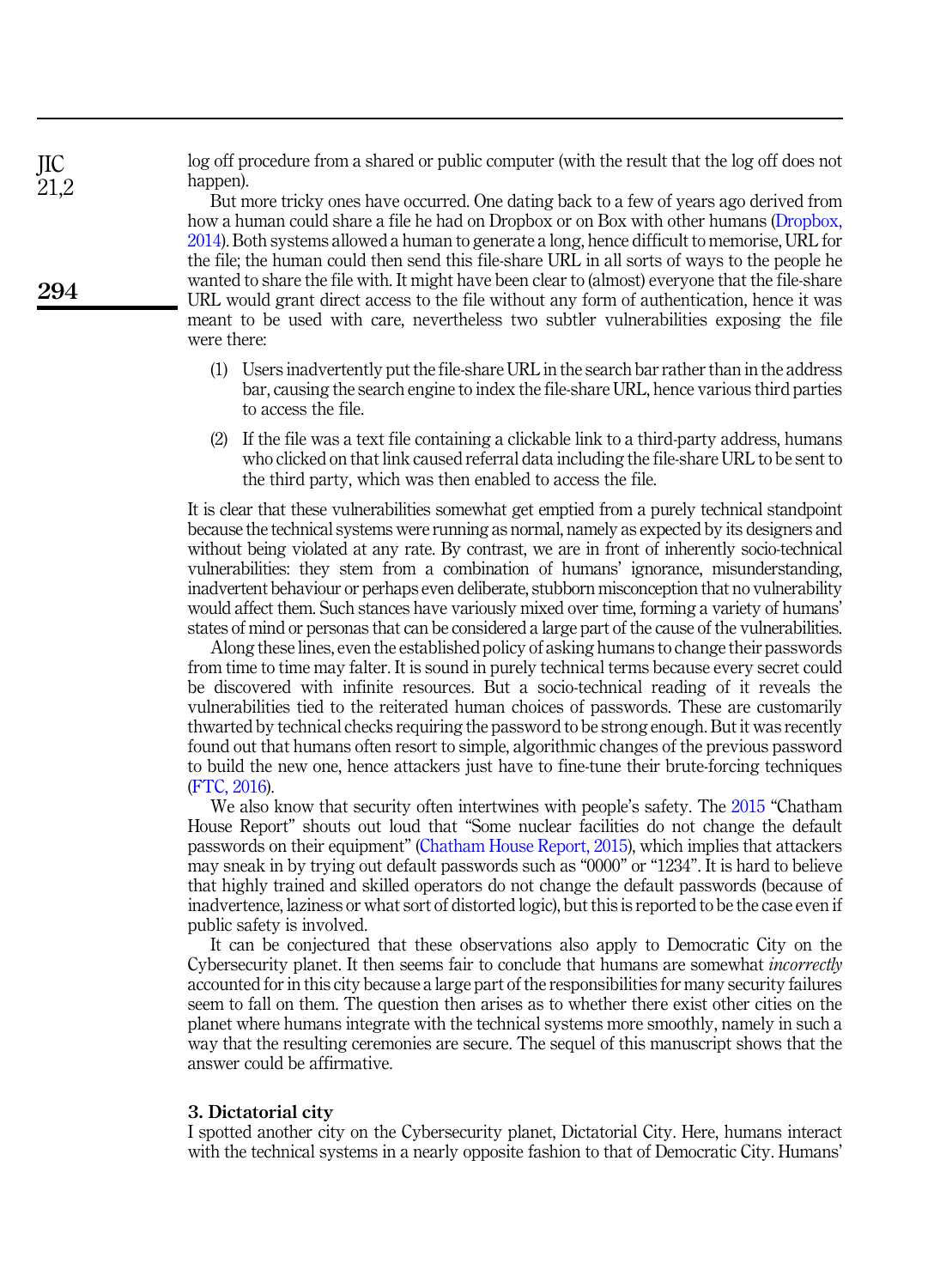log off procedure from a shared or public computer (with the result that the log off does not happen).

But more tricky ones have occurred. One dating back to a few of years ago derived from how a human could share a file he had on Dropbox or on Box with other humans (Dropbox, 2014). Both systems allowed a human to generate a long, hence difficult to memorise, URL for the file; the human could then send this file-share URL in all sorts of ways to the people he wanted to share the file with. It might have been clear to (almost) everyone that the file-share URL would grant direct access to the file without any form of authentication, hence it was meant to be used with care, nevertheless two subtler vulnerabilities exposing the file were there:

(1) Users inadvertently put the file-share URL in the search bar rather than in the address bar, causing the search engine to index the file-share URL, hence various third parties to access the file.

(2) If the file was a text file containing a clickable link to a third-party address, humans who clicked on that link caused referral data including the file-share URL to be sent to the third party, which was then enabled to access the file.

It is clear that these vulnerabilities somewhat get emptied from a purely technical standpoint because the technical systems were running as normal, namely as expected by its designers and without being violated at any rate. By contrast, we are in front of inherently socio-technical vulnerabilities: they stem from a combination of humans' ignorance, misunderstanding, inadvertent behaviour or perhaps even deliberate, stubborn misconception that no vulnerability would affect them. Such stances have variously mixed over time, forming a variety of humans' states of mind or personas that can be considered a large part of the cause of the vulnerabilities.

Along these lines, even the established policy of asking humans to change their passwords from time to time may falter. It is sound in purely technical terms because every secret could be discovered with infinite resources. But a socio-technical reading of it reveals the vulnerabilities tied to the reiterated human choices of passwords. These are customarily thwarted by technical checks requiring the password to be strong enough. But it was recently found out that humans often resort to simple, algorithmic changes of the previous password to build the new one, hence attackers just have to fine-tune their brute-forcing techniques (FTC, 2016).

We also know that security often intertwines with people's safety. The 2015 "Chatham House Report" shouts out loud that "Some nuclear facilities do not change the default passwords on their equipment" (Chatham House Report, 2015), which implies that attackers may sneak in by trying out default passwords such as "0000" or "1234". It is hard to believe that highly trained and skilled operators do not change the default passwords (because of inadvertence, laziness or what sort of distorted logic), but this is reported to be the case even if public safety is involved.

It can be conjectured that these observations also apply to Democratic City on the Cybersecurity planet. It then seems fair to conclude that humans are somewhat *incorrectly* accounted for in this city because a large part of the responsibilities for many security failures seem to fall on them. The question then arises as to whether there exist other cities on the planet where humans integrate with the technical systems more smoothly, namely in such a way that the resulting ceremonies are secure. The sequel of this manuscript shows that the answer could be affirmative.

## 3. Dictatorial city

I spotted another city on the Cybersecurity planet, Dictatorial City. Here, humans interact with the technical systems in a nearly opposite fashion to that of Democratic City. Humans'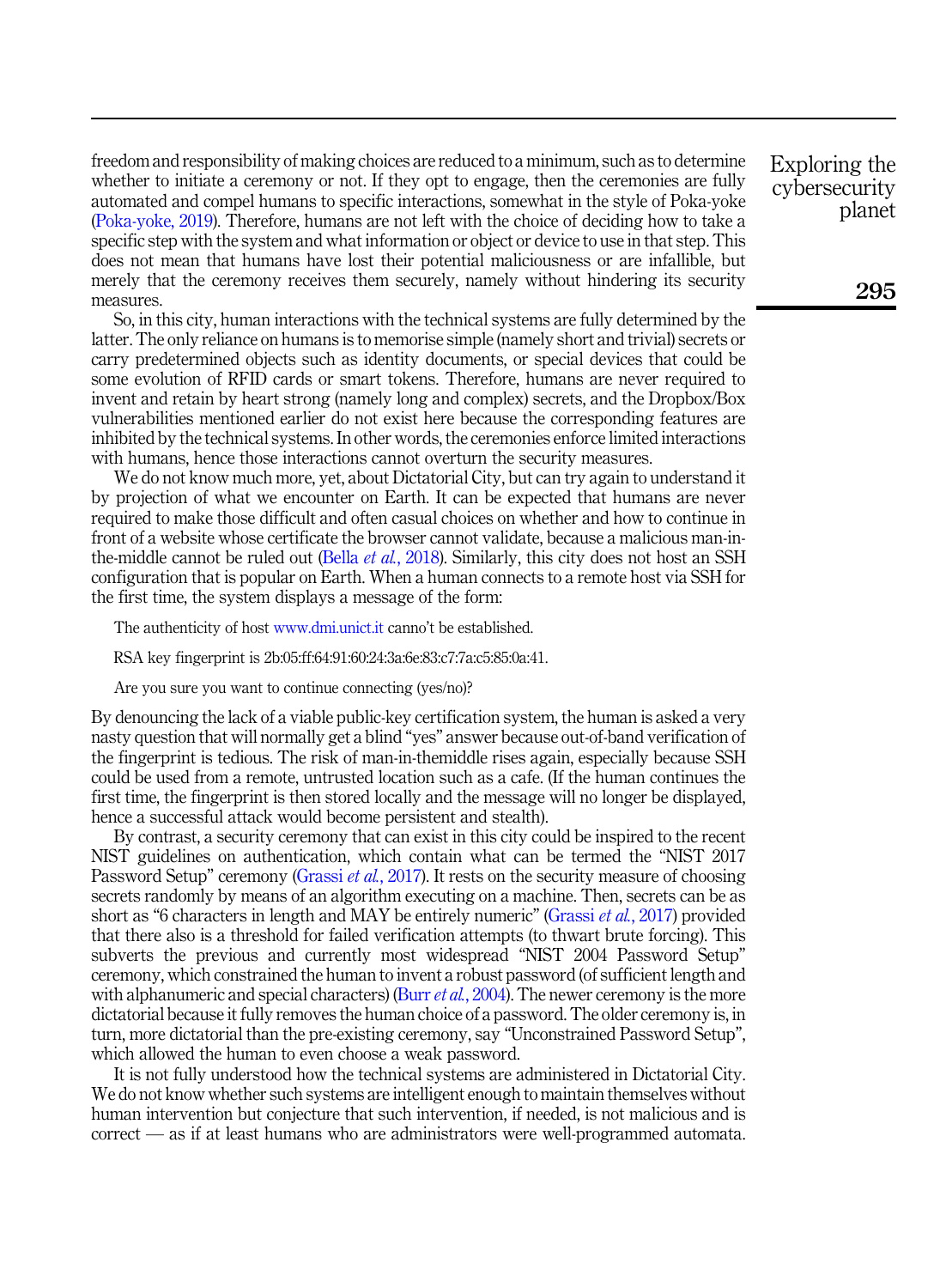freedom and responsibility of making choices are reduced to a minimum, such as to determine whether to initiate a ceremony or not. If they opt to engage, then the ceremonies are fully automated and compel humans to specific interactions, somewhat in the style of Poka-yoke (Poka-yoke, 2019). Therefore, humans are not left with the choice of deciding how to take a specific step with the system and what information or object or device to use in that step. This does not mean that humans have lost their potential maliciousness or are infallible, but merely that the ceremony receives them securely, namely without hindering its security measures.

So, in this city, human interactions with the technical systems are fully determined by the latter. The only reliance on humans is to memorise simple (namely short and trivial) secrets or carry predetermined objects such as identity documents, or special devices that could be some evolution of RFID cards or smart tokens. Therefore, humans are never required to invent and retain by heart strong (namely long and complex) secrets, and the Dropbox/Box vulnerabilities mentioned earlier do not exist here because the corresponding features are inhibited by the technical systems. In other words, the ceremonies enforce limited interactions with humans, hence those interactions cannot overturn the security measures.

We do not know much more, yet, about Dictatorial City, but can try again to understand it by projection of what we encounter on Earth. It can be expected that humans are never required to make those difficult and often casual choices on whether and how to continue in front of a website whose certificate the browser cannot validate, because a malicious man-in-the-middle cannot be ruled out (Bella *et al.*, 2018). Similarly, this city does not host an SSH configuration that is popular on Earth. When a human connects to a remote host via SSH for the first time, the system displays a message of the form:

> The authenticity of host www.dmi.unict.it canno't be established.
>
> RSA key fingerprint is 2b:05:ff:64:91:60:24:3a:6e:83:c7:7a:c5:85:0a:41.
>
> Are you sure you want to continue connecting (yes/no)?

By denouncing the lack of a viable public-key certification system, the human is asked a very nasty question that will normally get a blind "yes" answer because out-of-band verification of the fingerprint is tedious. The risk of man-in-themiddle rises again, especially because SSH could be used from a remote, untrusted location such as a cafe. (If the human continues the first time, the fingerprint is then stored locally and the message will no longer be displayed, hence a successful attack would become persistent and stealth).

By contrast, a security ceremony that can exist in this city could be inspired to the recent NIST guidelines on authentication, which contain what can be termed the "NIST 2017 Password Setup" ceremony (Grassi *et al.*, 2017). It rests on the security measure of choosing secrets randomly by means of an algorithm executing on a machine. Then, secrets can be as short as "6 characters in length and MAY be entirely numeric" (Grassi *et al.*, 2017) provided that there also is a threshold for failed verification attempts (to thwart brute forcing). This subverts the previous and currently most widespread "NIST 2004 Password Setup" ceremony, which constrained the human to invent a robust password (of sufficient length and with alphanumeric and special characters) (Burr *et al.*, 2004). The newer ceremony is the more dictatorial because it fully removes the human choice of a password. The older ceremony is, in turn, more dictatorial than the pre-existing ceremony, say "Unconstrained Password Setup", which allowed the human to even choose a weak password.

It is not fully understood how the technical systems are administered in Dictatorial City. We do not know whether such systems are intelligent enough to maintain themselves without human intervention but conjecture that such intervention, if needed, is not malicious and is correct — as if at least humans who are administrators were well-programmed automata.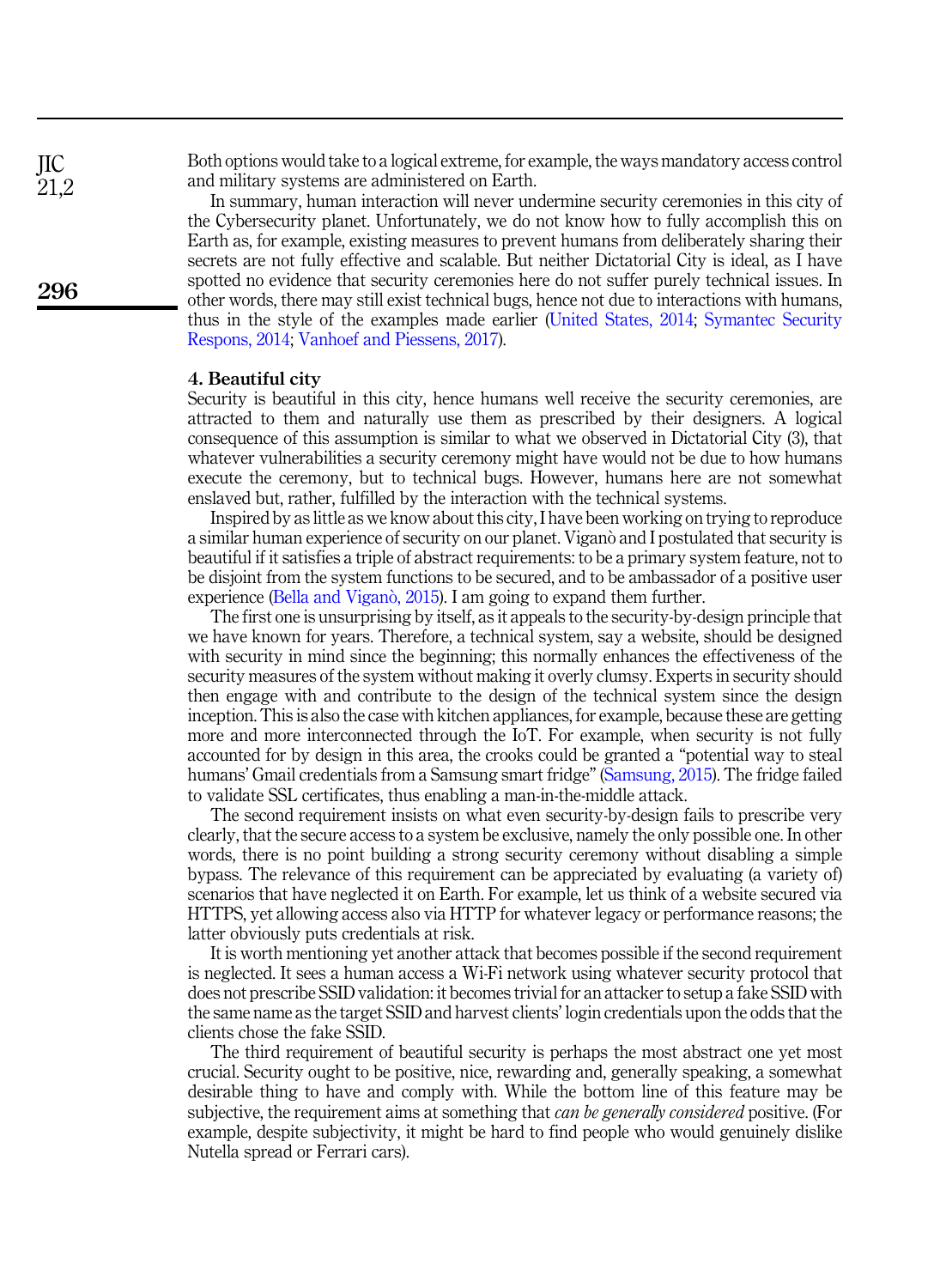Both options would take to a logical extreme, for example, the ways mandatory access control and military systems are administered on Earth.

In summary, human interaction will never undermine security ceremonies in this city of the Cybersecurity planet. Unfortunately, we do not know how to fully accomplish this on Earth as, for example, existing measures to prevent humans from deliberately sharing their secrets are not fully effective and scalable. But neither Dictatorial City is ideal, as I have spotted no evidence that security ceremonies here do not suffer purely technical issues. In other words, there may still exist technical bugs, hence not due to interactions with humans, thus in the style of the examples made earlier (United States, 2014; Symantec Security Respons, 2014; Vanhoef and Piessens, 2017).

## 4. Beautiful city

Security is beautiful in this city, hence humans well receive the security ceremonies, are attracted to them and naturally use them as prescribed by their designers. A logical consequence of this assumption is similar to what we observed in Dictatorial City (3), that whatever vulnerabilities a security ceremony might have would not be due to how humans execute the ceremony, but to technical bugs. However, humans here are not somewhat enslaved but, rather, fulfilled by the interaction with the technical systems.

Inspired by as little as we know about this city, I have been working on trying to reproduce a similar human experience of security on our planet. Viganò and I postulated that security is beautiful if it satisfies a triple of abstract requirements: to be a primary system feature, not to be disjoint from the system functions to be secured, and to be ambassador of a positive user experience (Bella and Viganò, 2015). I am going to expand them further.

The first one is unsurprising by itself, as it appeals to the security-by-design principle that we have known for years. Therefore, a technical system, say a website, should be designed with security in mind since the beginning; this normally enhances the effectiveness of the security measures of the system without making it overly clumsy. Experts in security should then engage with and contribute to the design of the technical system since the design inception. This is also the case with kitchen appliances, for example, because these are getting more and more interconnected through the IoT. For example, when security is not fully accounted for by design in this area, the crooks could be granted a "potential way to steal humans' Gmail credentials from a Samsung smart fridge" (Samsung, 2015). The fridge failed to validate SSL certificates, thus enabling a man-in-the-middle attack.

The second requirement insists on what even security-by-design fails to prescribe very clearly, that the secure access to a system be exclusive, namely the only possible one. In other words, there is no point building a strong security ceremony without disabling a simple bypass. The relevance of this requirement can be appreciated by evaluating (a variety of) scenarios that have neglected it on Earth. For example, let us think of a website secured via HTTPS, yet allowing access also via HTTP for whatever legacy or performance reasons; the latter obviously puts credentials at risk.

It is worth mentioning yet another attack that becomes possible if the second requirement is neglected. It sees a human access a Wi-Fi network using whatever security protocol that does not prescribe SSID validation: it becomes trivial for an attacker to setup a fake SSID with the same name as the target SSID and harvest clients' login credentials upon the odds that the clients chose the fake SSID.

The third requirement of beautiful security is perhaps the most abstract one yet most crucial. Security ought to be positive, nice, rewarding and, generally speaking, a somewhat desirable thing to have and comply with. While the bottom line of this feature may be subjective, the requirement aims at something that *can be generally considered* positive. (For example, despite subjectivity, it might be hard to find people who would genuinely dislike Nutella spread or Ferrari cars).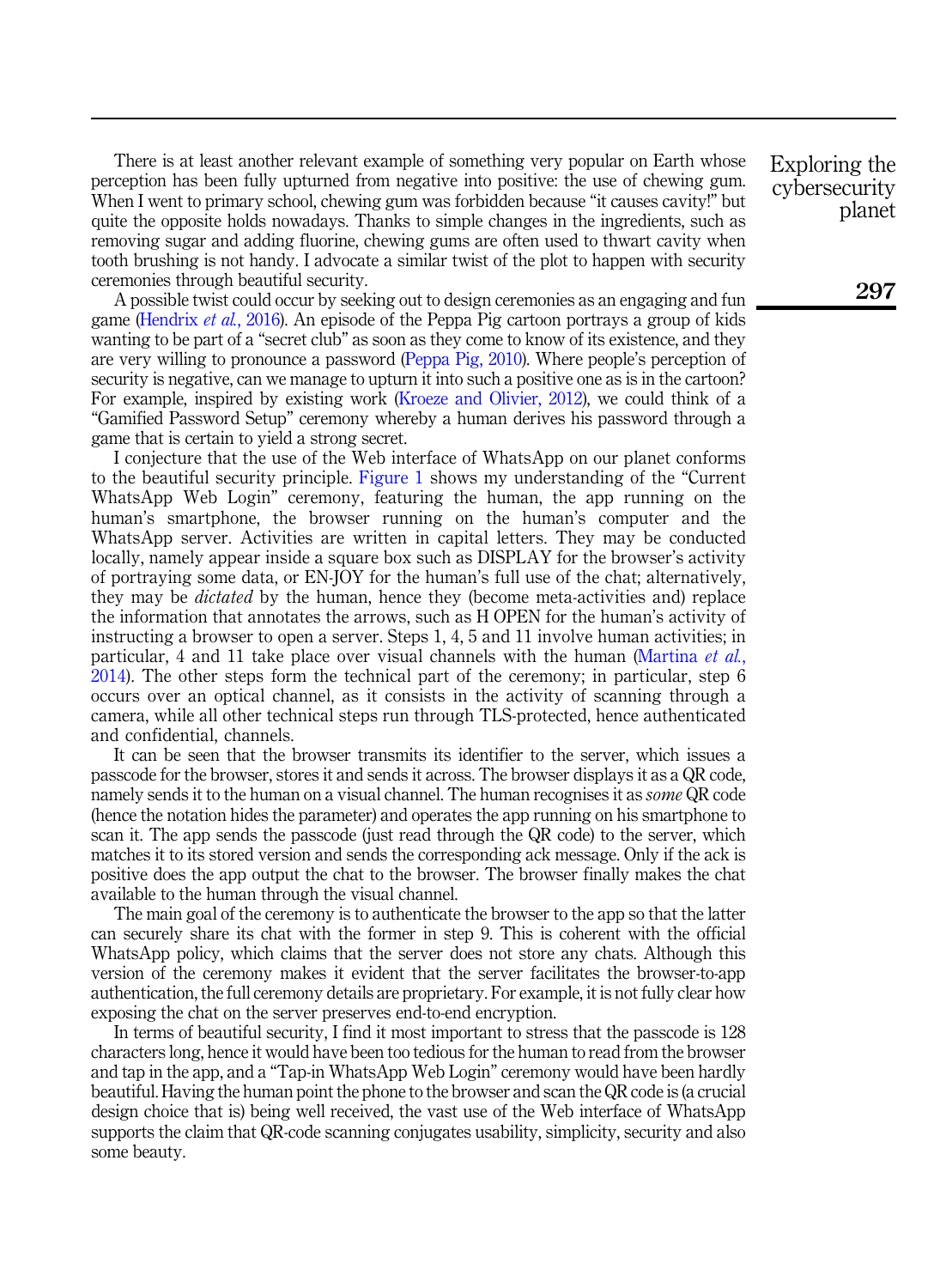There is at least another relevant example of something very popular on Earth whose perception has been fully upturned from negative into positive: the use of chewing gum. When I went to primary school, chewing gum was forbidden because "it causes cavity!" but quite the opposite holds nowadays. Thanks to simple changes in the ingredients, such as removing sugar and adding fluorine, chewing gums are often used to thwart cavity when tooth brushing is not handy. I advocate a similar twist of the plot to happen with security ceremonies through beautiful security.

A possible twist could occur by seeking out to design ceremonies as an engaging and fun game (Hendrix *et al.*, 2016). An episode of the Peppa Pig cartoon portrays a group of kids wanting to be part of a "secret club" as soon as they come to know of its existence, and they are very willing to pronounce a password (Peppa Pig, 2010). Where people's perception of security is negative, can we manage to upturn it into such a positive one as is in the cartoon? For example, inspired by existing work (Kroeze and Olivier, 2012), we could think of a "Gamified Password Setup" ceremony whereby a human derives his password through a game that is certain to yield a strong secret.

I conjecture that the use of the Web interface of WhatsApp on our planet conforms to the beautiful security principle. Figure 1 shows my understanding of the "Current WhatsApp Web Login" ceremony, featuring the human, the app running on the human's smartphone, the browser running on the human's computer and the WhatsApp server. Activities are written in capital letters. They may be conducted locally, namely appear inside a square box such as DISPLAY for the browser's activity of portraying some data, or EN-JOY for the human's full use of the chat; alternatively, they may be *dictated* by the human, hence they (become meta-activities and) replace the information that annotates the arrows, such as H OPEN for the human's activity of instructing a browser to open a server. Steps 1, 4, 5 and 11 involve human activities; in particular, 4 and 11 take place over visual channels with the human (Martina *et al.*, 2014). The other steps form the technical part of the ceremony; in particular, step 6 occurs over an optical channel, as it consists in the activity of scanning through a camera, while all other technical steps run through TLS-protected, hence authenticated and confidential, channels.

It can be seen that the browser transmits its identifier to the server, which issues a passcode for the browser, stores it and sends it across. The browser displays it as a QR code, namely sends it to the human on a visual channel. The human recognises it as *some* QR code (hence the notation hides the parameter) and operates the app running on his smartphone to scan it. The app sends the passcode (just read through the QR code) to the server, which matches it to its stored version and sends the corresponding ack message. Only if the ack is positive does the app output the chat to the browser. The browser finally makes the chat available to the human through the visual channel.

The main goal of the ceremony is to authenticate the browser to the app so that the latter can securely share its chat with the former in step 9. This is coherent with the official WhatsApp policy, which claims that the server does not store any chats. Although this version of the ceremony makes it evident that the server facilitates the browser-to-app authentication, the full ceremony details are proprietary. For example, it is not fully clear how exposing the chat on the server preserves end-to-end encryption.

In terms of beautiful security, I find it most important to stress that the passcode is 128 characters long, hence it would have been too tedious for the human to read from the browser and tap in the app, and a "Tap-in WhatsApp Web Login" ceremony would have been hardly beautiful. Having the human point the phone to the browser and scan the QR code is (a crucial design choice that is) being well received, the vast use of the Web interface of WhatsApp supports the claim that QR-code scanning conjugates usability, simplicity, security and also some beauty.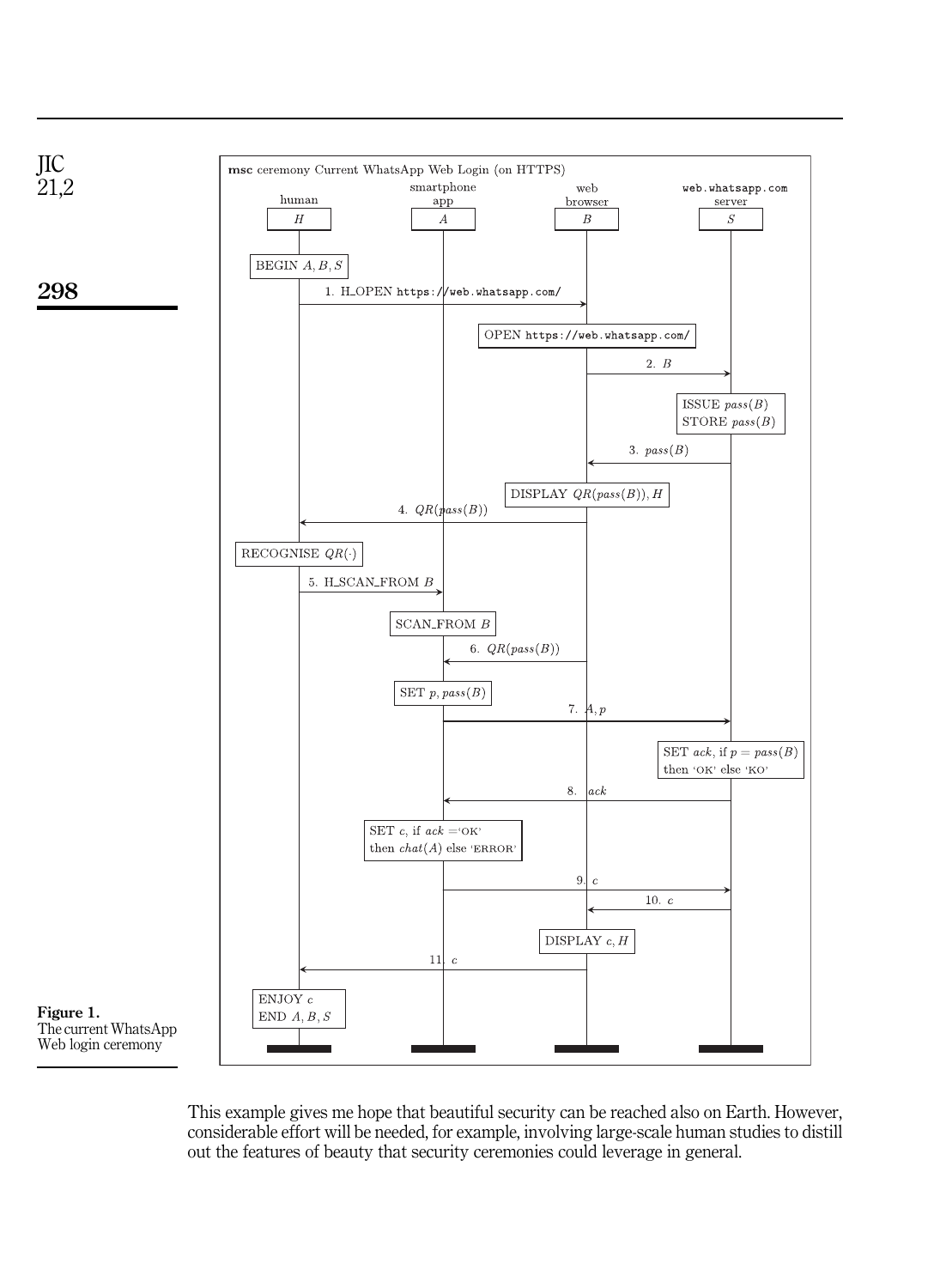**Figure 1.** The current WhatsApp Web login ceremony

This example gives me hope that beautiful security can be reached also on Earth. However, considerable effort will be needed, for example, involving large-scale human studies to distill out the features of beauty that security ceremonies could leverage in general.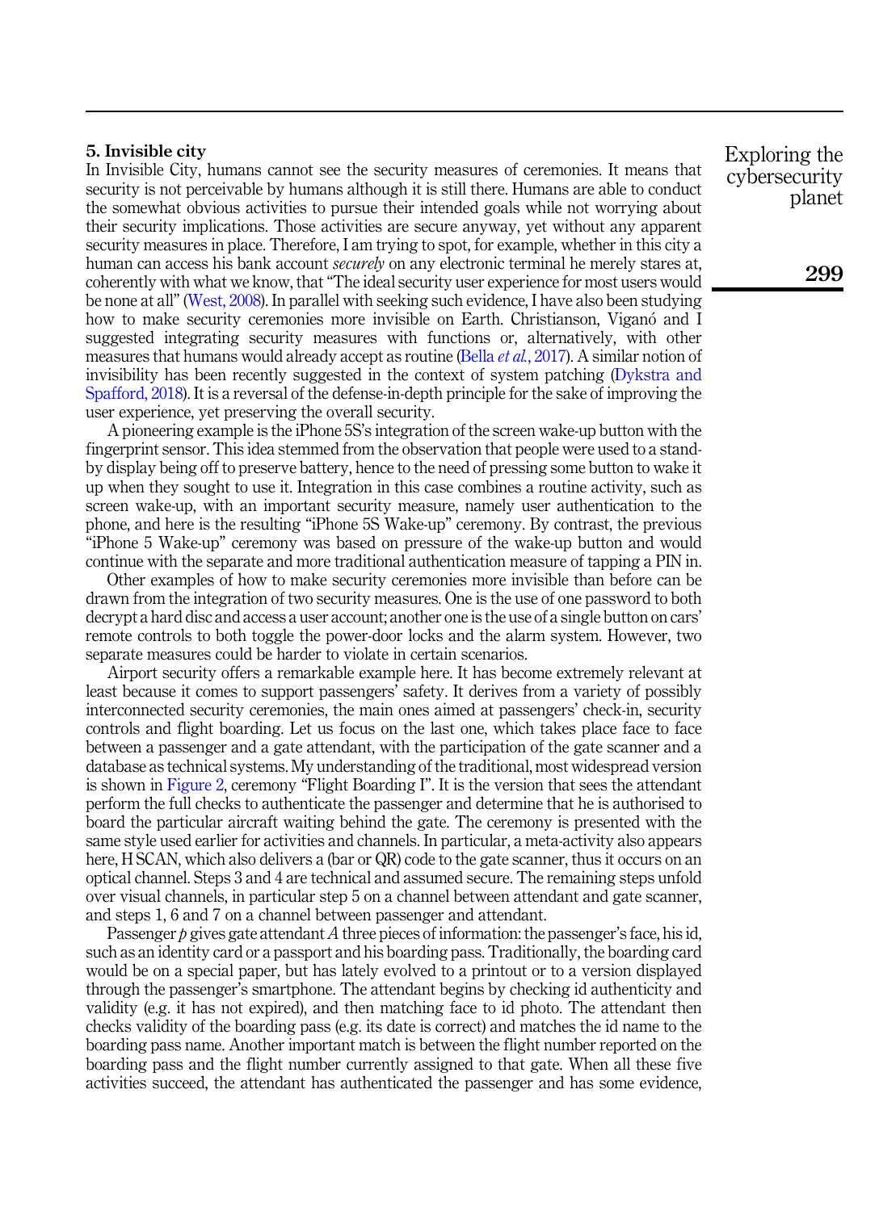## 5. Invisible city

In Invisible City, humans cannot see the security measures of ceremonies. It means that security is not perceivable by humans although it is still there. Humans are able to conduct the somewhat obvious activities to pursue their intended goals while not worrying about their security implications. Those activities are secure anyway, yet without any apparent security measures in place. Therefore, I am trying to spot, for example, whether in this city a human can access his bank account *securely* on any electronic terminal he merely stares at, coherently with what we know, that "The ideal security user experience for most users would be none at all" (West, 2008). In parallel with seeking such evidence, I have also been studying how to make security ceremonies more invisible on Earth. Christianson, Viganó and I suggested integrating security measures with functions or, alternatively, with other measures that humans would already accept as routine (Bella *et al.*, 2017). A similar notion of invisibility has been recently suggested in the context of system patching (Dykstra and Spafford, 2018). It is a reversal of the defense-in-depth principle for the sake of improving the user experience, yet preserving the overall security.

A pioneering example is the iPhone 5S's integration of the screen wake-up button with the fingerprint sensor. This idea stemmed from the observation that people were used to a stand-by display being off to preserve battery, hence to the need of pressing some button to wake it up when they sought to use it. Integration in this case combines a routine activity, such as screen wake-up, with an important security measure, namely user authentication to the phone, and here is the resulting "iPhone 5S Wake-up" ceremony. By contrast, the previous "iPhone 5 Wake-up" ceremony was based on pressure of the wake-up button and would continue with the separate and more traditional authentication measure of tapping a PIN in.

Other examples of how to make security ceremonies more invisible than before can be drawn from the integration of two security measures. One is the use of one password to both decrypt a hard disc and access a user account; another one is the use of a single button on cars' remote controls to both toggle the power-door locks and the alarm system. However, two separate measures could be harder to violate in certain scenarios.

Airport security offers a remarkable example here. It has become extremely relevant at least because it comes to support passengers' safety. It derives from a variety of possibly interconnected security ceremonies, the main ones aimed at passengers' check-in, security controls and flight boarding. Let us focus on the last one, which takes place face to face between a passenger and a gate attendant, with the participation of the gate scanner and a database as technical systems. My understanding of the traditional, most widespread version is shown in Figure 2, ceremony "Flight Boarding I". It is the version that sees the attendant perform the full checks to authenticate the passenger and determine that he is authorised to board the particular aircraft waiting behind the gate. The ceremony is presented with the same style used earlier for activities and channels. In particular, a meta-activity also appears here, H SCAN, which also delivers a (bar or QR) code to the gate scanner, thus it occurs on an optical channel. Steps 3 and 4 are technical and assumed secure. The remaining steps unfold over visual channels, in particular step 5 on a channel between attendant and gate scanner, and steps 1, 6 and 7 on a channel between passenger and attendant.

Passenger $p$ gives gate attendant $A$ three pieces of information: the passenger's face, his id, such as an identity card or a passport and his boarding pass. Traditionally, the boarding card would be on a special paper, but has lately evolved to a printout or to a version displayed through the passenger's smartphone. The attendant begins by checking id authenticity and validity (e.g. it has not expired), and then matching face to id photo. The attendant then checks validity of the boarding pass (e.g. its date is correct) and matches the id name to the boarding pass name. Another important match is between the flight number reported on the boarding pass and the flight number currently assigned to that gate. When all these five activities succeed, the attendant has authenticated the passenger and has some evidence,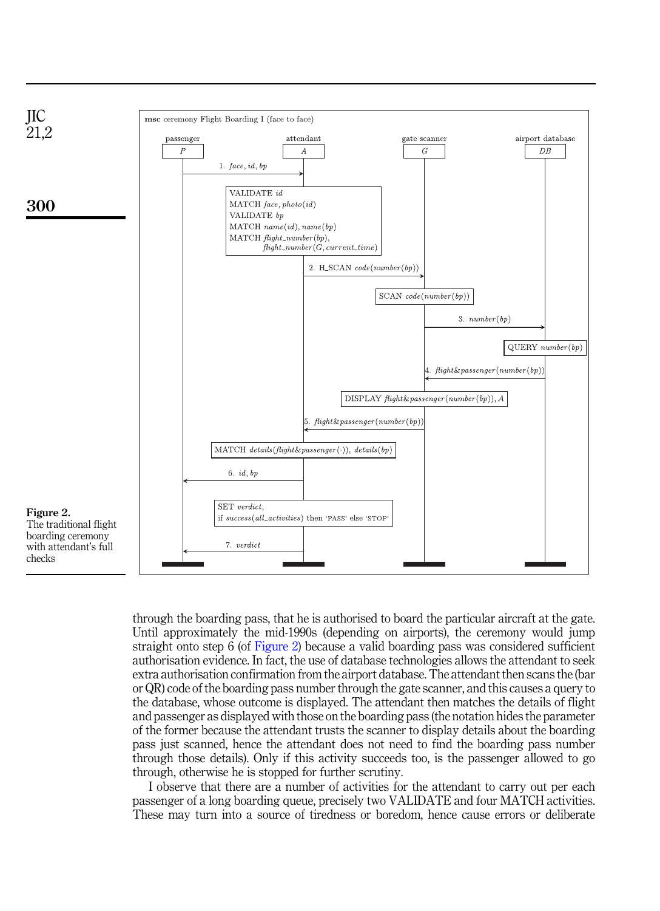msc ceremony Flight Boarding I (face to face)

| passenger | attendant | gate scanner | airport database |
|---|---|---|---|
| $P$ | $A$ | $G$ | $DB$ |

1. $P \rightarrow A$: $face, id, bp$

$A$: VALIDATE $id$; MATCH $face, photo(id)$; VALIDATE $bp$; MATCH $name(id), name(bp)$; MATCH $flight\_number(bp)$, $flight\_number(G, current\_time)$

2. $A \rightarrow G$: H_SCAN $code(number(bp))$

$G$: SCAN $code(number(bp))$

3. $G \rightarrow DB$: $number(bp)$

$DB$: QUERY $number(bp)$

4. $DB \rightarrow G$: $flight\&passenger(number(bp))$

$G$: DISPLAY $flight\&passenger(number(bp)), A$

5. $G \rightarrow A$: $flight\&passenger(number(bp))$

$A$: MATCH $details(flight\&passenger(\cdot)), details(bp)$

6. $A \rightarrow P$: $id, bp$

$A$: SET $verdict$, if $success(all\_activities)$ then 'PASS' else 'STOP'

7. $A \rightarrow P$: $verdict$

**Figure 2.** The traditional flight boarding ceremony with attendant's full checks

through the boarding pass, that he is authorised to board the particular aircraft at the gate. Until approximately the mid-1990s (depending on airports), the ceremony would jump straight onto step 6 (of Figure 2) because a valid boarding pass was considered sufficient authorisation evidence. In fact, the use of database technologies allows the attendant to seek extra authorisation confirmation from the airport database. The attendant then scans the (bar or QR) code of the boarding pass number through the gate scanner, and this causes a query to the database, whose outcome is displayed. The attendant then matches the details of flight and passenger as displayed with those on the boarding pass (the notation hides the parameter of the former because the attendant trusts the scanner to display details about the boarding pass just scanned, hence the attendant does not need to find the boarding pass number through those details). Only if this activity succeeds too, is the passenger allowed to go through, otherwise he is stopped for further scrutiny.

I observe that there are a number of activities for the attendant to carry out per each passenger of a long boarding queue, precisely two VALIDATE and four MATCH activities. These may turn into a source of tiredness or boredom, hence cause errors or deliberate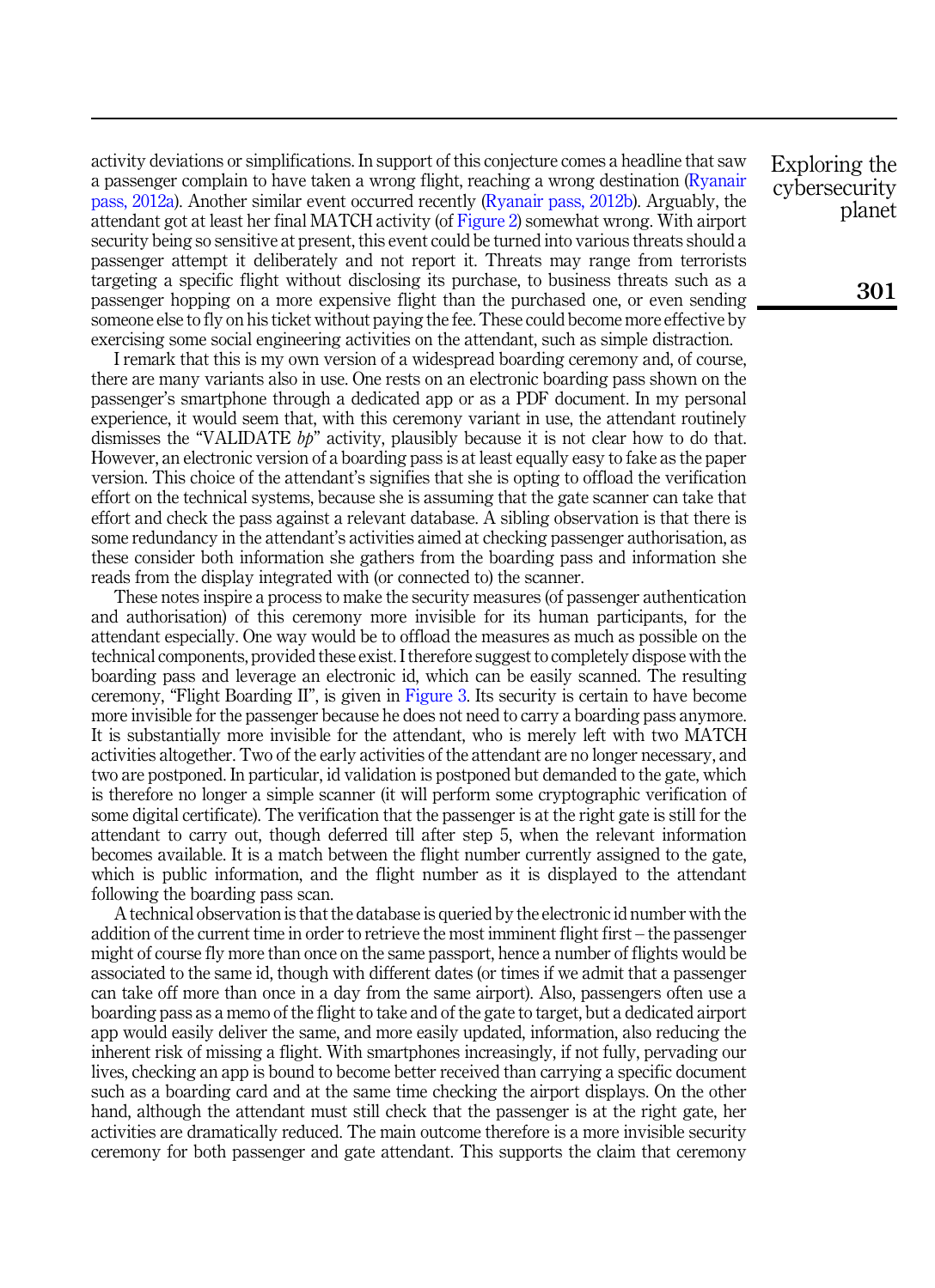activity deviations or simplifications. In support of this conjecture comes a headline that saw a passenger complain to have taken a wrong flight, reaching a wrong destination (Ryanair pass, 2012a). Another similar event occurred recently (Ryanair pass, 2012b). Arguably, the attendant got at least her final MATCH activity (of Figure 2) somewhat wrong. With airport security being so sensitive at present, this event could be turned into various threats should a passenger attempt it deliberately and not report it. Threats may range from terrorists targeting a specific flight without disclosing its purchase, to business threats such as a passenger hopping on a more expensive flight than the purchased one, or even sending someone else to fly on his ticket without paying the fee. These could become more effective by exercising some social engineering activities on the attendant, such as simple distraction.

I remark that this is my own version of a widespread boarding ceremony and, of course, there are many variants also in use. One rests on an electronic boarding pass shown on the passenger's smartphone through a dedicated app or as a PDF document. In my personal experience, it would seem that, with this ceremony variant in use, the attendant routinely dismisses the "VALIDATE *bp*" activity, plausibly because it is not clear how to do that. However, an electronic version of a boarding pass is at least equally easy to fake as the paper version. This choice of the attendant's signifies that she is opting to offload the verification effort on the technical systems, because she is assuming that the gate scanner can take that effort and check the pass against a relevant database. A sibling observation is that there is some redundancy in the attendant's activities aimed at checking passenger authorisation, as these consider both information she gathers from the boarding pass and information she reads from the display integrated with (or connected to) the scanner.

These notes inspire a process to make the security measures (of passenger authentication and authorisation) of this ceremony more invisible for its human participants, for the attendant especially. One way would be to offload the measures as much as possible on the technical components, provided these exist. I therefore suggest to completely dispose with the boarding pass and leverage an electronic id, which can be easily scanned. The resulting ceremony, "Flight Boarding II", is given in Figure 3. Its security is certain to have become more invisible for the passenger because he does not need to carry a boarding pass anymore. It is substantially more invisible for the attendant, who is merely left with two MATCH activities altogether. Two of the early activities of the attendant are no longer necessary, and two are postponed. In particular, id validation is postponed but demanded to the gate, which is therefore no longer a simple scanner (it will perform some cryptographic verification of some digital certificate). The verification that the passenger is at the right gate is still for the attendant to carry out, though deferred till after step 5, when the relevant information becomes available. It is a match between the flight number currently assigned to the gate, which is public information, and the flight number as it is displayed to the attendant following the boarding pass scan.

A technical observation is that the database is queried by the electronic id number with the addition of the current time in order to retrieve the most imminent flight first – the passenger might of course fly more than once on the same passport, hence a number of flights would be associated to the same id, though with different dates (or times if we admit that a passenger can take off more than once in a day from the same airport). Also, passengers often use a boarding pass as a memo of the flight to take and of the gate to target, but a dedicated airport app would easily deliver the same, and more easily updated, information, also reducing the inherent risk of missing a flight. With smartphones increasingly, if not fully, pervading our lives, checking an app is bound to become better received than carrying a specific document such as a boarding card and at the same time checking the airport displays. On the other hand, although the attendant must still check that the passenger is at the right gate, her activities are dramatically reduced. The main outcome therefore is a more invisible security ceremony for both passenger and gate attendant. This supports the claim that ceremony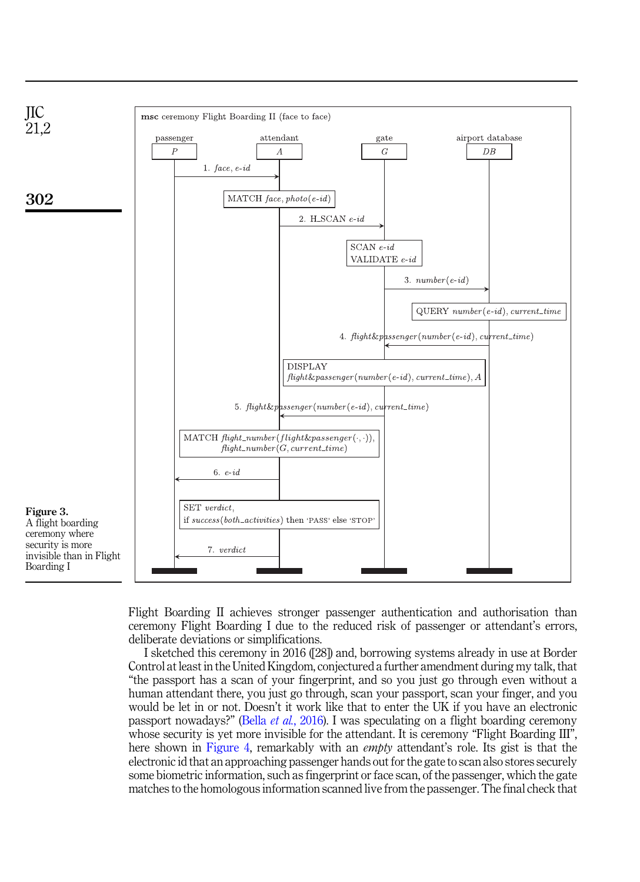msc ceremony Flight Boarding II (face to face)

| passenger | attendant | gate | airport database |
| --- | --- | --- | --- |
| $P$ | $A$ | $G$ | $DB$ |

1. $P \rightarrow A$: *face*, *e-id*
   - $A$: MATCH *face*, *photo*(*e-id*)
2. $A \rightarrow G$: H_SCAN *e-id*
   - $G$: SCAN *e-id*; VALIDATE *e-id*
3. $G \rightarrow DB$: *number*(*e-id*)
   - $DB$: QUERY *number*(*e-id*), *current_time*
4. $DB \rightarrow G$: *flight&passenger*(*number*(*e-id*), *current_time*)
   - $G$: DISPLAY *flight&passenger*(*number*(*e-id*), *current_time*), $A$
5. $G \rightarrow A$: *flight&passenger*(*number*(*e-id*), *current_time*)
   - $A$: MATCH *flight_number*(*flight&passenger*(·, ·)), *flight_number*($G$, *current_time*)
6. $A \rightarrow P$: *e-id*
   - $A$: SET *verdict*, if *success*(*both_activities*) then 'PASS' else 'STOP'
7. $A \rightarrow P$: *verdict*

**Figure 3.**
A flight boarding ceremony where security is more invisible than in Flight Boarding I

Flight Boarding II achieves stronger passenger authentication and authorisation than ceremony Flight Boarding I due to the reduced risk of passenger or attendant's errors, deliberate deviations or simplifications.

I sketched this ceremony in 2016 ([28]) and, borrowing systems already in use at Border Control at least in the United Kingdom, conjectured a further amendment during my talk, that "the passport has a scan of your fingerprint, and so you just go through even without a human attendant there, you just go through, scan your passport, scan your finger, and you would be let in or not. Doesn't it work like that to enter the UK if you have an electronic passport nowadays?" (Bella *et al.*, 2016). I was speculating on a flight boarding ceremony whose security is yet more invisible for the attendant. It is ceremony "Flight Boarding III", here shown in Figure 4, remarkably with an *empty* attendant's role. Its gist is that the electronic id that an approaching passenger hands out for the gate to scan also stores securely some biometric information, such as fingerprint or face scan, of the passenger, which the gate matches to the homologous information scanned live from the passenger. The final check that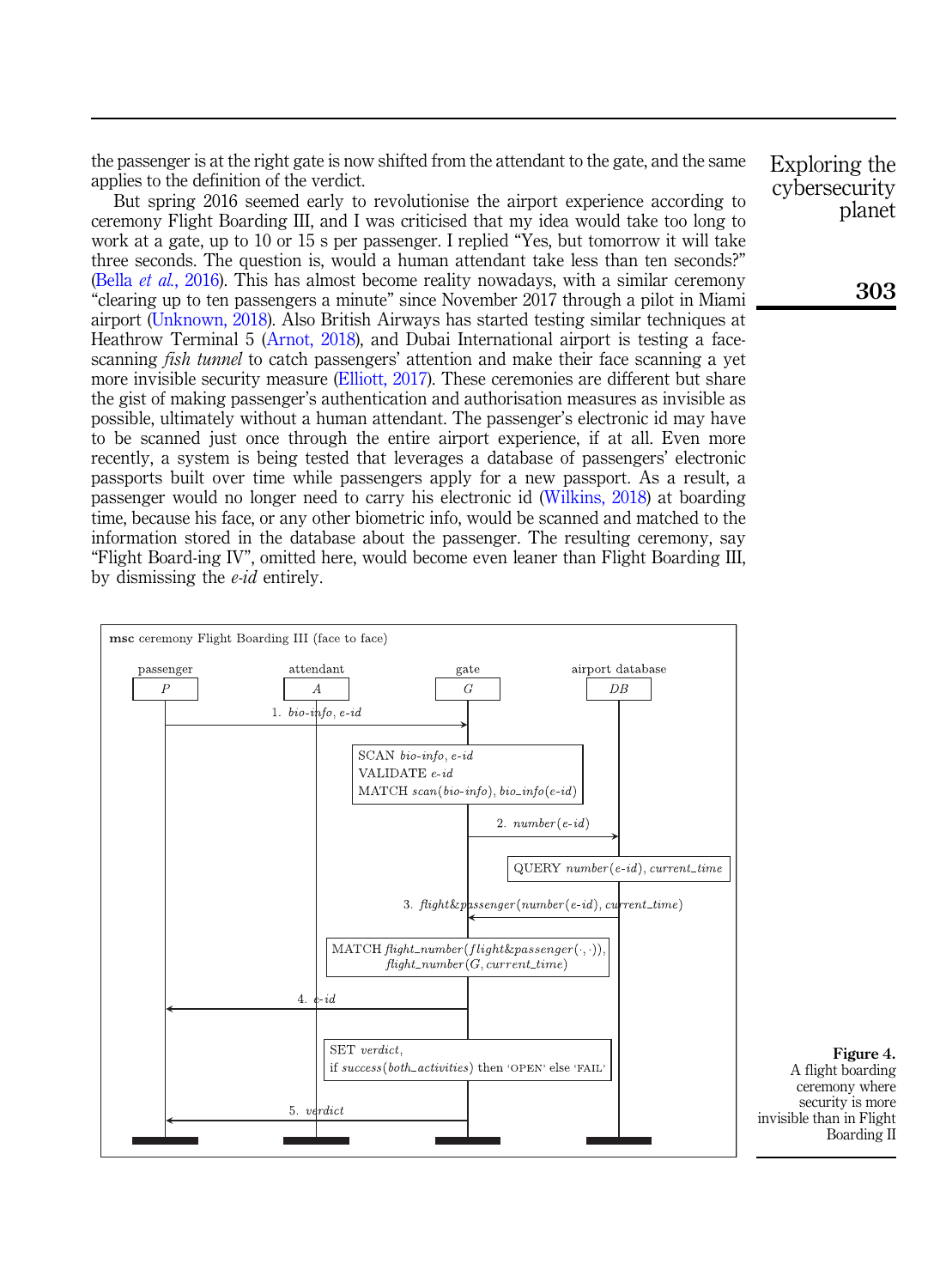the passenger is at the right gate is now shifted from the attendant to the gate, and the same applies to the definition of the verdict.

But spring 2016 seemed early to revolutionise the airport experience according to ceremony Flight Boarding III, and I was criticised that my idea would take too long to work at a gate, up to 10 or 15 s per passenger. I replied "Yes, but tomorrow it will take three seconds. The question is, would a human attendant take less than ten seconds?" (Bella *et al.*, 2016). This has almost become reality nowadays, with a similar ceremony "clearing up to ten passengers a minute" since November 2017 through a pilot in Miami airport (Unknown, 2018). Also British Airways has started testing similar techniques at Heathrow Terminal 5 (Arnot, 2018), and Dubai International airport is testing a face-scanning *fish tunnel* to catch passengers' attention and make their face scanning a yet more invisible security measure (Elliott, 2017). These ceremonies are different but share the gist of making passenger's authentication and authorisation measures as invisible as possible, ultimately without a human attendant. The passenger's electronic id may have to be scanned just once through the entire airport experience, if at all. Even more recently, a system is being tested that leverages a database of passengers' electronic passports built over time while passengers apply for a new passport. As a result, a passenger would no longer need to carry his electronic id (Wilkins, 2018) at boarding time, because his face, or any other biometric info, would be scanned and matched to the information stored in the database about the passenger. The resulting ceremony, say "Flight Board-ing IV", omitted here, would become even leaner than Flight Boarding III, by dismissing the *e-id* entirely.

**msc** ceremony Flight Boarding III (face to face)

Participants: passenger $P$, attendant $A$, gate $G$, airport database $DB$

1. $P \rightarrow G$: *bio-info*, *e-id*

   $G$: SCAN *bio-info*, *e-id*; VALIDATE *e-id*; MATCH *scan*(*bio-info*), *bio_info*(*e-id*)

2. $G \rightarrow DB$: *number*(*e-id*)

   $DB$: QUERY *number*(*e-id*), *current_time*

3. $DB \rightarrow G$: *flight&passenger*(*number*(*e-id*), *current_time*)

   $G$: MATCH *flight_number*(*flight&passenger*(·,·)), *flight_number*($G$, *current_time*)

4. $G \rightarrow P$: *e-id*

   $G$: SET *verdict*, if *success*(*both_activities*) then 'OPEN' else 'FAIL'

5. $G \rightarrow P$: *verdict*

**Figure 4.**
A flight boarding ceremony where security is more invisible than in Flight Boarding II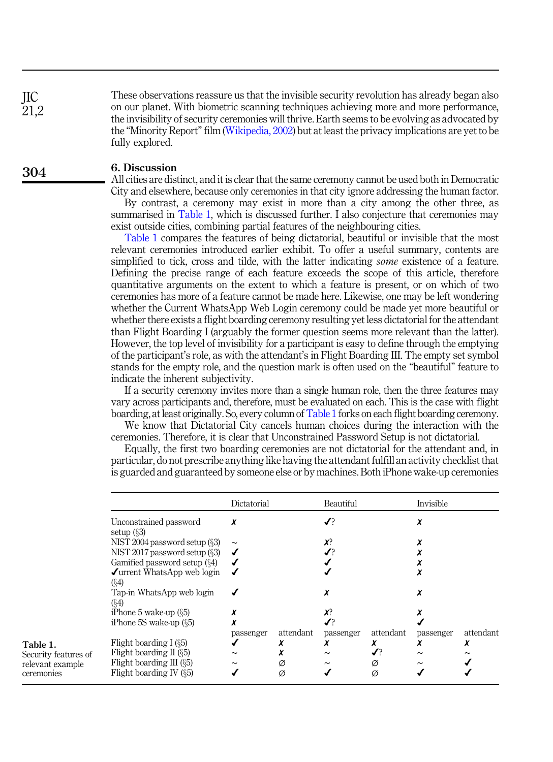These observations reassure us that the invisible security revolution has already began also on our planet. With biometric scanning techniques achieving more and more performance, the invisibility of security ceremonies will thrive. Earth seems to be evolving as advocated by the "Minority Report" film (Wikipedia, 2002) but at least the privacy implications are yet to be fully explored.

## 6. Discussion

All cities are distinct, and it is clear that the same ceremony cannot be used both in Democratic City and elsewhere, because only ceremonies in that city ignore addressing the human factor.

By contrast, a ceremony may exist in more than a city among the other three, as summarised in Table 1, which is discussed further. I also conjecture that ceremonies may exist outside cities, combining partial features of the neighbouring cities.

Table 1 compares the features of being dictatorial, beautiful or invisible that the most relevant ceremonies introduced earlier exhibit. To offer a useful summary, contents are simplified to tick, cross and tilde, with the latter indicating *some* existence of a feature. Defining the precise range of each feature exceeds the scope of this article, therefore quantitative arguments on the extent to which a feature is present, or on which of two ceremonies has more of a feature cannot be made here. Likewise, one may be left wondering whether the Current WhatsApp Web Login ceremony could be made yet more beautiful or whether there exists a flight boarding ceremony resulting yet less dictatorial for the attendant than Flight Boarding I (arguably the former question seems more relevant than the latter). However, the top level of invisibility for a participant is easy to define through the emptying of the participant's role, as with the attendant's in Flight Boarding III. The empty set symbol stands for the empty role, and the question mark is often used on the "beautiful" feature to indicate the inherent subjectivity.

If a security ceremony invites more than a single human role, then the three features may vary across participants and, therefore, must be evaluated on each. This is the case with flight boarding, at least originally. So, every column of Table 1 forks on each flight boarding ceremony.

We know that Dictatorial City cancels human choices during the interaction with the ceremonies. Therefore, it is clear that Unconstrained Password Setup is not dictatorial.

Equally, the first two boarding ceremonies are not dictatorial for the attendant and, in particular, do not prescribe anything like having the attendant fulfill an activity checklist that is guarded and guaranteed by someone else or by machines. Both iPhone wake-up ceremonies

**Table 1.** Security features of relevant example ceremonies

| | Dictatorial | | Beautiful | | Invisible | |
|---|---|---|---|---|---|---|
| Unconstrained password setup (§3) | ✗ | | ✓? | | ✗ | |
| NIST 2004 password setup (§3) | ~ | | ✗? | | ✗ | |
| NIST 2017 password setup (§3) | ✓ | | ✓? | | ✗ | |
| Gamified password setup (§4) | ✓ | | ✓ | | ✗ | |
| ✓urrent WhatsApp web login (§4) | ✓ | | ✓ | | ✗ | |
| Tap-in WhatsApp web login (§4) | ✓ | | ✗ | | ✗ | |
| iPhone 5 wake-up (§5) | ✗ | | ✗? | | ✗ | |
| iPhone 5S wake-up (§5) | ✗ | | ✓? | | ✓ | |
| | passenger | attendant | passenger | attendant | passenger | attendant |
| Flight boarding I (§5) | ✓ | ✗ | ✗ | ✗ | ✗ | ✗ |
| Flight boarding II (§5) | ~ | ✗ | ~ | ✓? | ~ | ~ |
| Flight boarding III (§5) | ~ | ∅ | ~ | ∅ | ~ | ✓ |
| Flight boarding IV (§5) | ✓ | ∅ | ✓ | ∅ | ✓ | ✓ |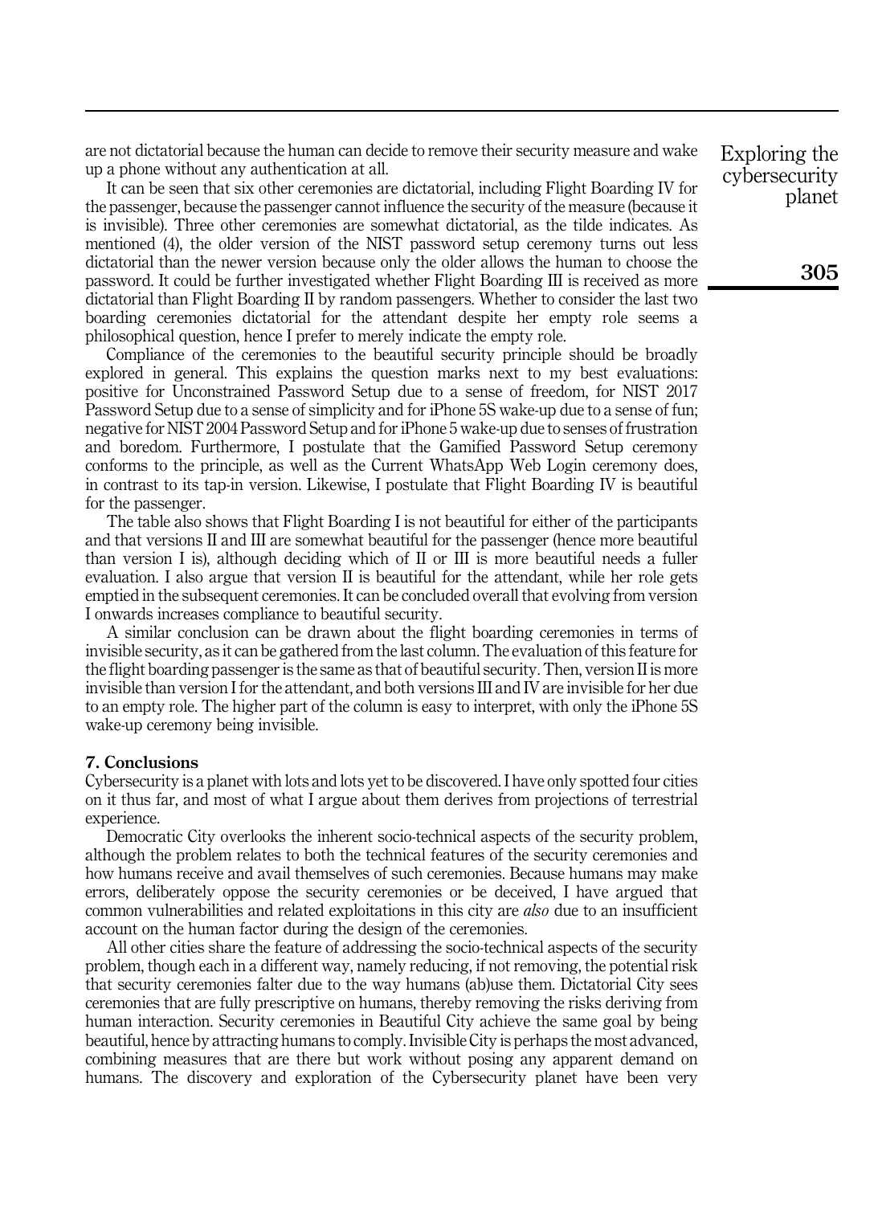are not dictatorial because the human can decide to remove their security measure and wake up a phone without any authentication at all.

It can be seen that six other ceremonies are dictatorial, including Flight Boarding IV for the passenger, because the passenger cannot influence the security of the measure (because it is invisible). Three other ceremonies are somewhat dictatorial, as the tilde indicates. As mentioned (4), the older version of the NIST password setup ceremony turns out less dictatorial than the newer version because only the older allows the human to choose the password. It could be further investigated whether Flight Boarding III is received as more dictatorial than Flight Boarding II by random passengers. Whether to consider the last two boarding ceremonies dictatorial for the attendant despite her empty role seems a philosophical question, hence I prefer to merely indicate the empty role.

Compliance of the ceremonies to the beautiful security principle should be broadly explored in general. This explains the question marks next to my best evaluations: positive for Unconstrained Password Setup due to a sense of freedom, for NIST 2017 Password Setup due to a sense of simplicity and for iPhone 5S wake-up due to a sense of fun; negative for NIST 2004 Password Setup and for iPhone 5 wake-up due to senses of frustration and boredom. Furthermore, I postulate that the Gamified Password Setup ceremony conforms to the principle, as well as the Current WhatsApp Web Login ceremony does, in contrast to its tap-in version. Likewise, I postulate that Flight Boarding IV is beautiful for the passenger.

The table also shows that Flight Boarding I is not beautiful for either of the participants and that versions II and III are somewhat beautiful for the passenger (hence more beautiful than version I is), although deciding which of II or III is more beautiful needs a fuller evaluation. I also argue that version II is beautiful for the attendant, while her role gets emptied in the subsequent ceremonies. It can be concluded overall that evolving from version I onwards increases compliance to beautiful security.

A similar conclusion can be drawn about the flight boarding ceremonies in terms of invisible security, as it can be gathered from the last column. The evaluation of this feature for the flight boarding passenger is the same as that of beautiful security. Then, version II is more invisible than version I for the attendant, and both versions III and IV are invisible for her due to an empty role. The higher part of the column is easy to interpret, with only the iPhone 5S wake-up ceremony being invisible.

## 7. Conclusions

Cybersecurity is a planet with lots and lots yet to be discovered. I have only spotted four cities on it thus far, and most of what I argue about them derives from projections of terrestrial experience.

Democratic City overlooks the inherent socio-technical aspects of the security problem, although the problem relates to both the technical features of the security ceremonies and how humans receive and avail themselves of such ceremonies. Because humans may make errors, deliberately oppose the security ceremonies or be deceived, I have argued that common vulnerabilities and related exploitations in this city are *also* due to an insufficient account on the human factor during the design of the ceremonies.

All other cities share the feature of addressing the socio-technical aspects of the security problem, though each in a different way, namely reducing, if not removing, the potential risk that security ceremonies falter due to the way humans (ab)use them. Dictatorial City sees ceremonies that are fully prescriptive on humans, thereby removing the risks deriving from human interaction. Security ceremonies in Beautiful City achieve the same goal by being beautiful, hence by attracting humans to comply. Invisible City is perhaps the most advanced, combining measures that are there but work without posing any apparent demand on humans. The discovery and exploration of the Cybersecurity planet have been very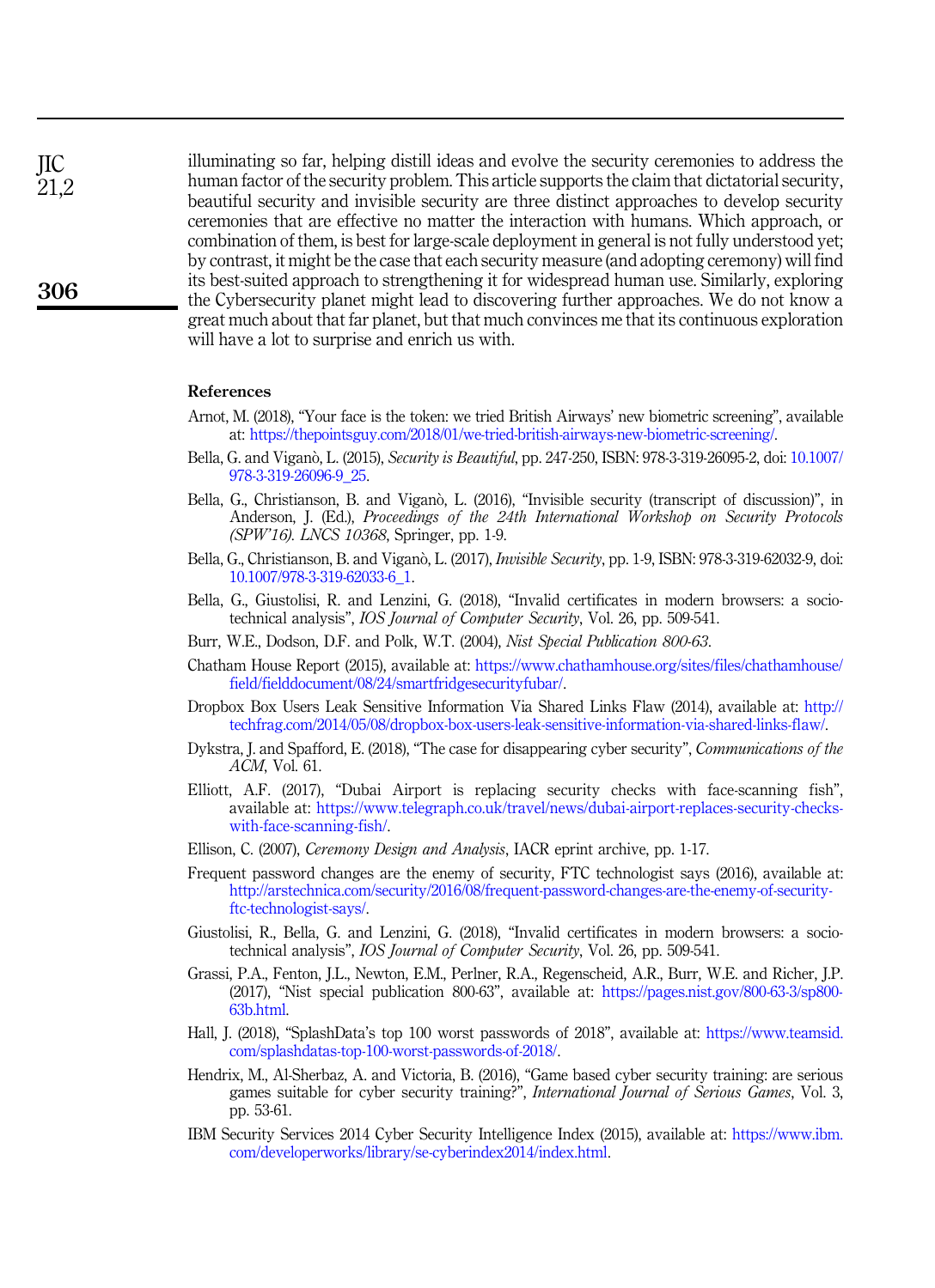illuminating so far, helping distill ideas and evolve the security ceremonies to address the human factor of the security problem. This article supports the claim that dictatorial security, beautiful security and invisible security are three distinct approaches to develop security ceremonies that are effective no matter the interaction with humans. Which approach, or combination of them, is best for large-scale deployment in general is not fully understood yet; by contrast, it might be the case that each security measure (and adopting ceremony) will find its best-suited approach to strengthening it for widespread human use. Similarly, exploring the Cybersecurity planet might lead to discovering further approaches. We do not know a great much about that far planet, but that much convinces me that its continuous exploration will have a lot to surprise and enrich us with.

## References

Arnot, M. (2018), "Your face is the token: we tried British Airways' new biometric screening", available at: https://thepointsguy.com/2018/01/we-tried-british-airways-new-biometric-screening/.

Bella, G. and Viganò, L. (2015), *Security is Beautiful*, pp. 247-250, ISBN: 978-3-319-26095-2, doi: 10.1007/978-3-319-26096-9_25.

Bella, G., Christianson, B. and Viganò, L. (2016), "Invisible security (transcript of discussion)", in Anderson, J. (Ed.), *Proceedings of the 24th International Workshop on Security Protocols (SPW'16). LNCS 10368*, Springer, pp. 1-9.

Bella, G., Christianson, B. and Viganò, L. (2017), *Invisible Security*, pp. 1-9, ISBN: 978-3-319-62032-9, doi: 10.1007/978-3-319-62033-6_1.

Bella, G., Giustolisi, R. and Lenzini, G. (2018), "Invalid certificates in modern browsers: a socio-technical analysis", *IOS Journal of Computer Security*, Vol. 26, pp. 509-541.

Burr, W.E., Dodson, D.F. and Polk, W.T. (2004), *Nist Special Publication 800-63*.

Chatham House Report (2015), available at: https://www.chathamhouse.org/sites/files/chathamhouse/field/fielddocument/08/24/smartfridgesecurityfubar/.

Dropbox Box Users Leak Sensitive Information Via Shared Links Flaw (2014), available at: http://techfrag.com/2014/05/08/dropbox-box-users-leak-sensitive-information-via-shared-links-flaw/.

Dykstra, J. and Spafford, E. (2018), "The case for disappearing cyber security", *Communications of the ACM*, Vol. 61.

Elliott, A.F. (2017), "Dubai Airport is replacing security checks with face-scanning fish", available at: https://www.telegraph.co.uk/travel/news/dubai-airport-replaces-security-checks-with-face-scanning-fish/.

Ellison, C. (2007), *Ceremony Design and Analysis*, IACR eprint archive, pp. 1-17.

Frequent password changes are the enemy of security, FTC technologist says (2016), available at: http://arstechnica.com/security/2016/08/frequent-password-changes-are-the-enemy-of-security-ftc-technologist-says/.

Giustolisi, R., Bella, G. and Lenzini, G. (2018), "Invalid certificates in modern browsers: a socio-technical analysis", *IOS Journal of Computer Security*, Vol. 26, pp. 509-541.

Grassi, P.A., Fenton, J.L., Newton, E.M., Perlner, R.A., Regenscheid, A.R., Burr, W.E. and Richer, J.P. (2017), "Nist special publication 800-63", available at: https://pages.nist.gov/800-63-3/sp800-63b.html.

Hall, J. (2018), "SplashData's top 100 worst passwords of 2018", available at: https://www.teamsid.com/splashdatas-top-100-worst-passwords-of-2018/.

Hendrix, M., Al-Sherbaz, A. and Victoria, B. (2016), "Game based cyber security training: are serious games suitable for cyber security training?", *International Journal of Serious Games*, Vol. 3, pp. 53-61.

IBM Security Services 2014 Cyber Security Intelligence Index (2015), available at: https://www.ibm.com/developerworks/library/se-cyberindex2014/index.html.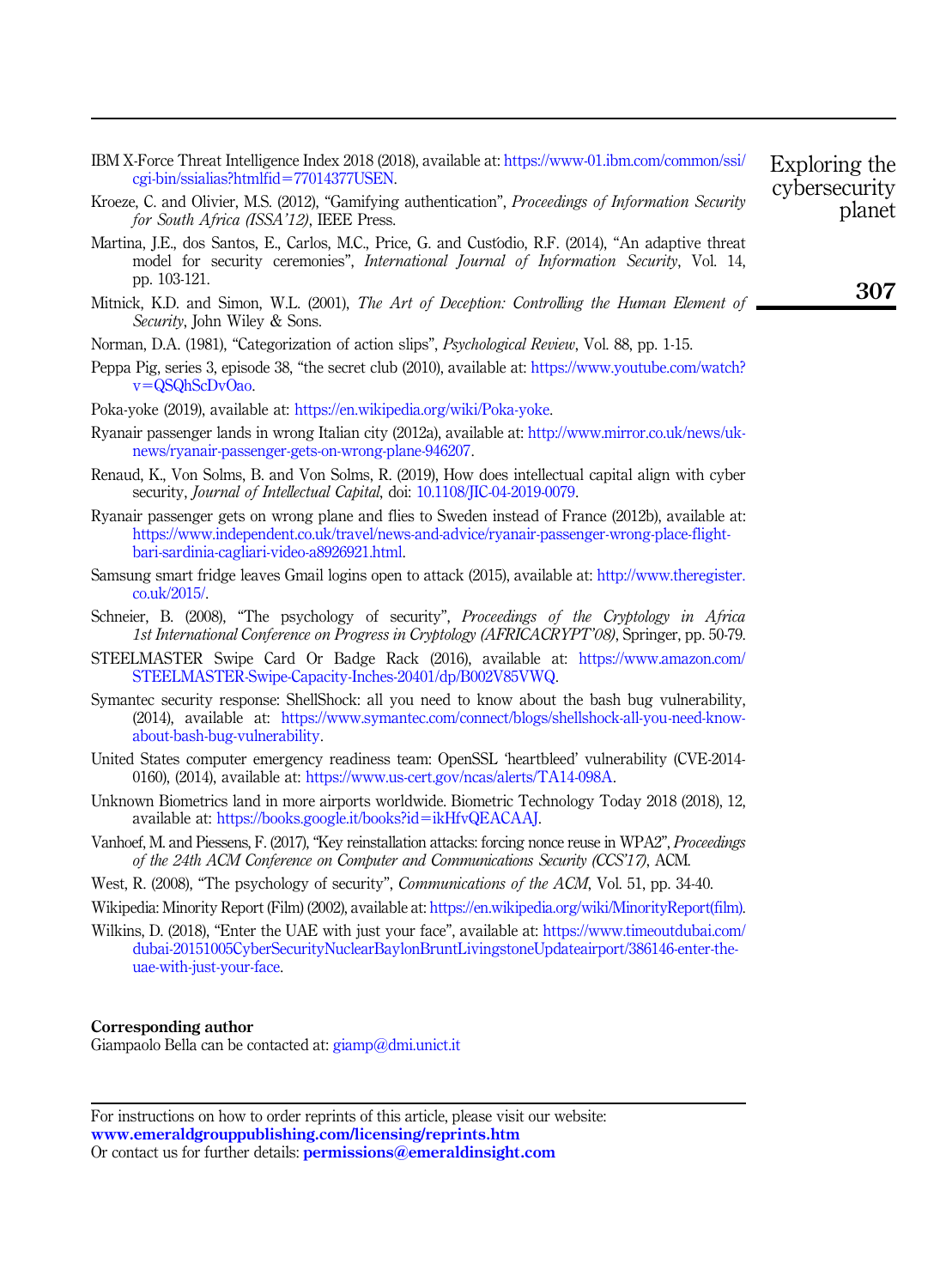IBM X-Force Threat Intelligence Index 2018 (2018), available at: https://www-01.ibm.com/common/ssi/cgi-bin/ssialias?htmlfid=77014377USEN.

Kroeze, C. and Olivier, M.S. (2012), "Gamifying authentication", *Proceedings of Information Security for South Africa (ISSA'12)*, IEEE Press.

Martina, J.E., dos Santos, E., Carlos, M.C., Price, G. and Custódio, R.F. (2014), "An adaptive threat model for security ceremonies", *International Journal of Information Security*, Vol. 14, pp. 103-121.

Mitnick, K.D. and Simon, W.L. (2001), *The Art of Deception: Controlling the Human Element of Security*, John Wiley & Sons.

Norman, D.A. (1981), "Categorization of action slips", *Psychological Review*, Vol. 88, pp. 1-15.

Peppa Pig, series 3, episode 38, "the secret club (2010), available at: https://www.youtube.com/watch?v=QSQhScDvOao.

Poka-yoke (2019), available at: https://en.wikipedia.org/wiki/Poka-yoke.

Ryanair passenger lands in wrong Italian city (2012a), available at: http://www.mirror.co.uk/news/uk-news/ryanair-passenger-gets-on-wrong-plane-946207.

Renaud, K., Von Solms, B. and Von Solms, R. (2019), How does intellectual capital align with cyber security, *Journal of Intellectual Capital*, doi: 10.1108/JIC-04-2019-0079.

Ryanair passenger gets on wrong plane and flies to Sweden instead of France (2012b), available at: https://www.independent.co.uk/travel/news-and-advice/ryanair-passenger-wrong-place-flight-bari-sardinia-cagliari-video-a8926921.html.

Samsung smart fridge leaves Gmail logins open to attack (2015), available at: http://www.theregister.co.uk/2015/.

Schneier, B. (2008), "The psychology of security", *Proceedings of the Cryptology in Africa 1st International Conference on Progress in Cryptology (AFRICACRYPT'08)*, Springer, pp. 50-79.

STEELMASTER Swipe Card Or Badge Rack (2016), available at: https://www.amazon.com/STEELMASTER-Swipe-Capacity-Inches-20401/dp/B002V85VWQ.

Symantec security response: ShellShock: all you need to know about the bash bug vulnerability, (2014), available at: https://www.symantec.com/connect/blogs/shellshock-all-you-need-know-about-bash-bug-vulnerability.

United States computer emergency readiness team: OpenSSL 'heartbleed' vulnerability (CVE-2014-0160), (2014), available at: https://www.us-cert.gov/ncas/alerts/TA14-098A.

Unknown Biometrics land in more airports worldwide. Biometric Technology Today 2018 (2018), 12, available at: https://books.google.it/books?id=ikHfvQEACAAJ.

Vanhoef, M. and Piessens, F. (2017), "Key reinstallation attacks: forcing nonce reuse in WPA2", *Proceedings of the 24th ACM Conference on Computer and Communications Security (CCS'17)*, ACM.

West, R. (2008), "The psychology of security", *Communications of the ACM*, Vol. 51, pp. 34-40.

Wikipedia: Minority Report (Film) (2002), available at: https://en.wikipedia.org/wiki/MinorityReport(film).

Wilkins, D. (2018), "Enter the UAE with just your face", available at: https://www.timeoutdubai.com/dubai-20151005CyberSecurityNuclearBaylonBruntLivingstoneUpdateairport/386146-enter-the-uae-with-just-your-face.

**Corresponding author**

Giampaolo Bella can be contacted at: giamp@dmi.unict.it

For instructions on how to order reprints of this article, please visit our website:
**www.emeraldgrouppublishing.com/licensing/reprints.htm**
Or contact us for further details: **permissions@emeraldinsight.com**